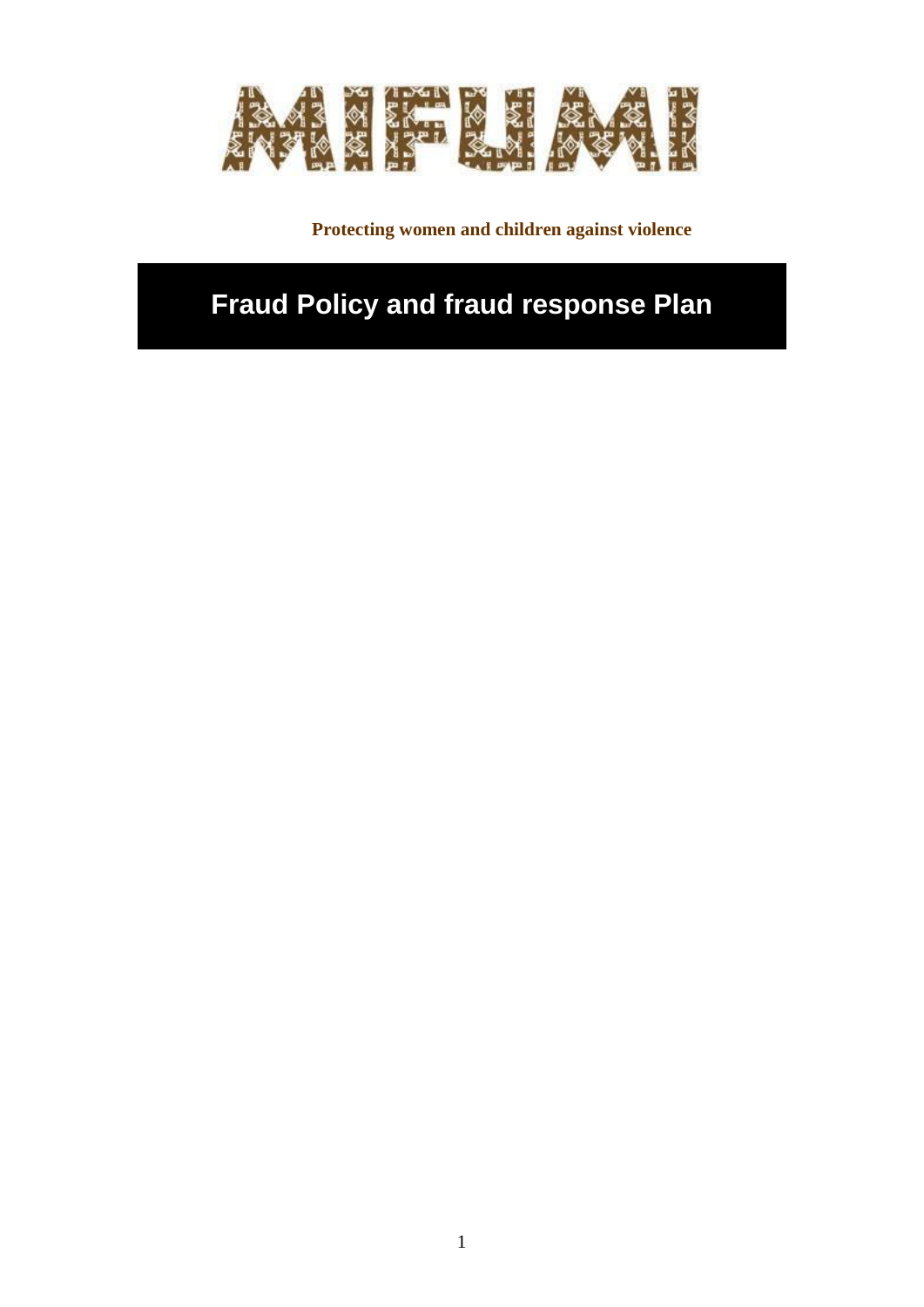MIFUMI

**Protecting women and children against violence**

# Fraud Policy and fraud response Plan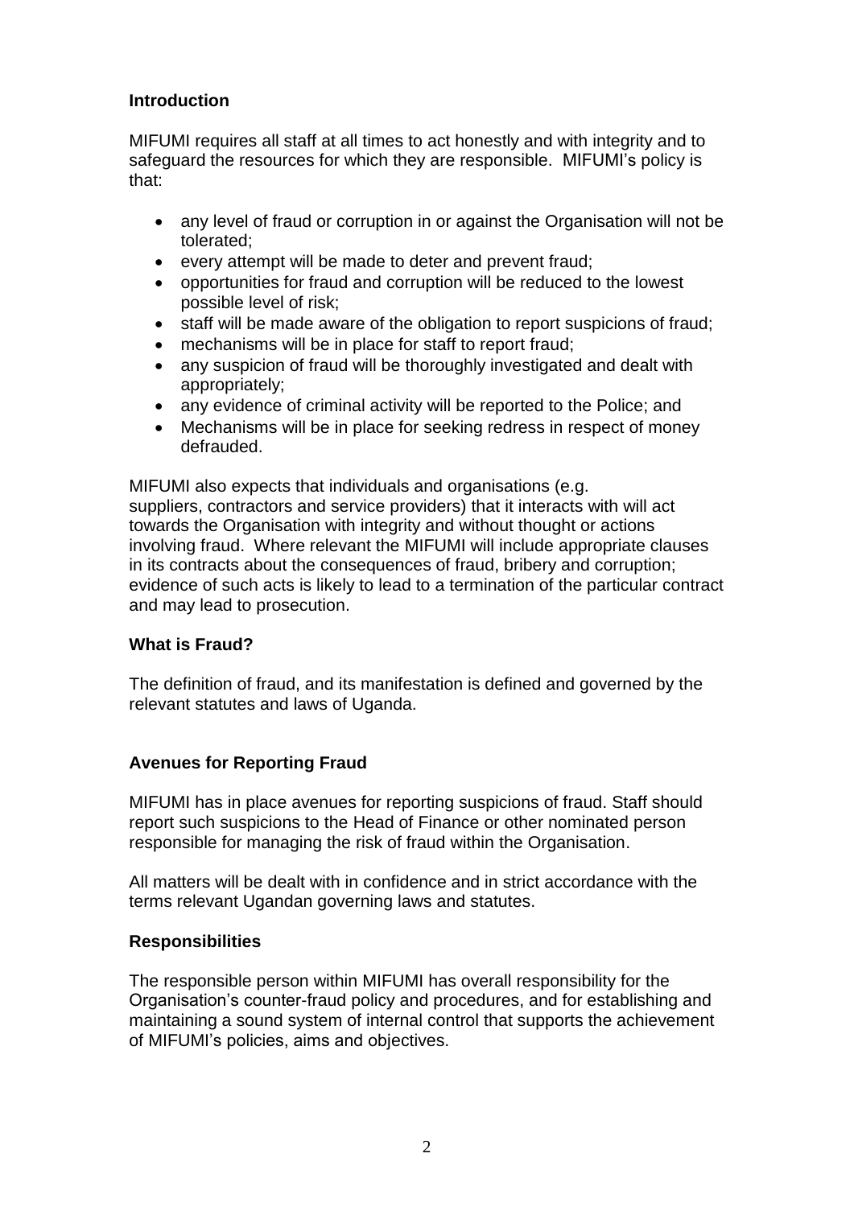## Introduction

MIFUMI requires all staff at all times to act honestly and with integrity and to safeguard the resources for which they are responsible. MIFUMI's policy is that:

- any level of fraud or corruption in or against the Organisation will not be tolerated;
- every attempt will be made to deter and prevent fraud;
- opportunities for fraud and corruption will be reduced to the lowest possible level of risk;
- staff will be made aware of the obligation to report suspicions of fraud;
- mechanisms will be in place for staff to report fraud;
- any suspicion of fraud will be thoroughly investigated and dealt with appropriately;
- any evidence of criminal activity will be reported to the Police; and
- Mechanisms will be in place for seeking redress in respect of money defrauded.

MIFUMI also expects that individuals and organisations (e.g. suppliers, contractors and service providers) that it interacts with will act towards the Organisation with integrity and without thought or actions involving fraud. Where relevant the MIFUMI will include appropriate clauses in its contracts about the consequences of fraud, bribery and corruption; evidence of such acts is likely to lead to a termination of the particular contract and may lead to prosecution.

## What is Fraud?

The definition of fraud, and its manifestation is defined and governed by the relevant statutes and laws of Uganda.

## Avenues for Reporting Fraud

MIFUMI has in place avenues for reporting suspicions of fraud. Staff should report such suspicions to the Head of Finance or other nominated person responsible for managing the risk of fraud within the Organisation.

All matters will be dealt with in confidence and in strict accordance with the terms relevant Ugandan governing laws and statutes.

## Responsibilities

The responsible person within MIFUMI has overall responsibility for the Organisation's counter-fraud policy and procedures, and for establishing and maintaining a sound system of internal control that supports the achievement of MIFUMI's policies, aims and objectives.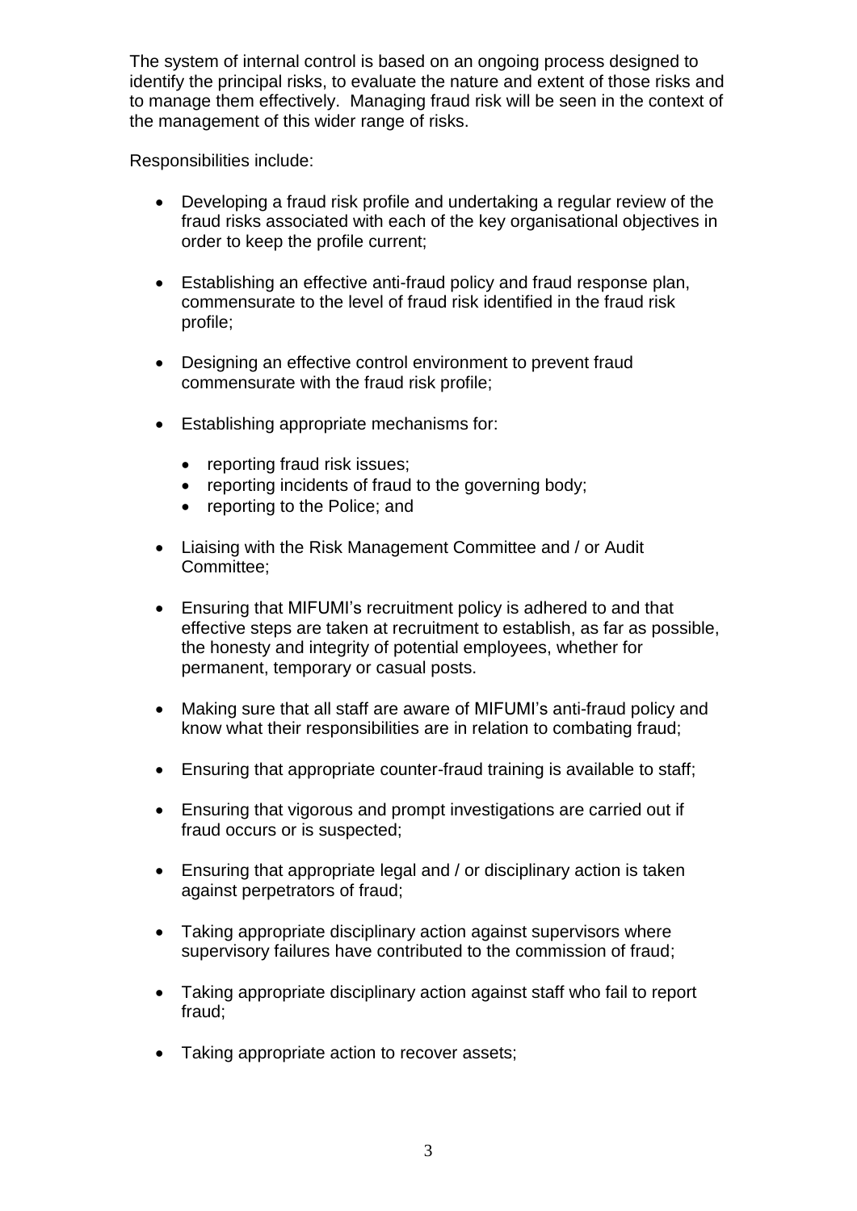The system of internal control is based on an ongoing process designed to identify the principal risks, to evaluate the nature and extent of those risks and to manage them effectively. Managing fraud risk will be seen in the context of the management of this wider range of risks.

Responsibilities include:

- Developing a fraud risk profile and undertaking a regular review of the fraud risks associated with each of the key organisational objectives in order to keep the profile current;

- Establishing an effective anti-fraud policy and fraud response plan, commensurate to the level of fraud risk identified in the fraud risk profile;

- Designing an effective control environment to prevent fraud commensurate with the fraud risk profile;

- Establishing appropriate mechanisms for:

  - reporting fraud risk issues;
  - reporting incidents of fraud to the governing body;
  - reporting to the Police; and

- Liaising with the Risk Management Committee and / or Audit Committee;

- Ensuring that MIFUMI's recruitment policy is adhered to and that effective steps are taken at recruitment to establish, as far as possible, the honesty and integrity of potential employees, whether for permanent, temporary or casual posts.

- Making sure that all staff are aware of MIFUMI's anti-fraud policy and know what their responsibilities are in relation to combating fraud;

- Ensuring that appropriate counter-fraud training is available to staff;

- Ensuring that vigorous and prompt investigations are carried out if fraud occurs or is suspected;

- Ensuring that appropriate legal and / or disciplinary action is taken against perpetrators of fraud;

- Taking appropriate disciplinary action against supervisors where supervisory failures have contributed to the commission of fraud;

- Taking appropriate disciplinary action against staff who fail to report fraud;

- Taking appropriate action to recover assets;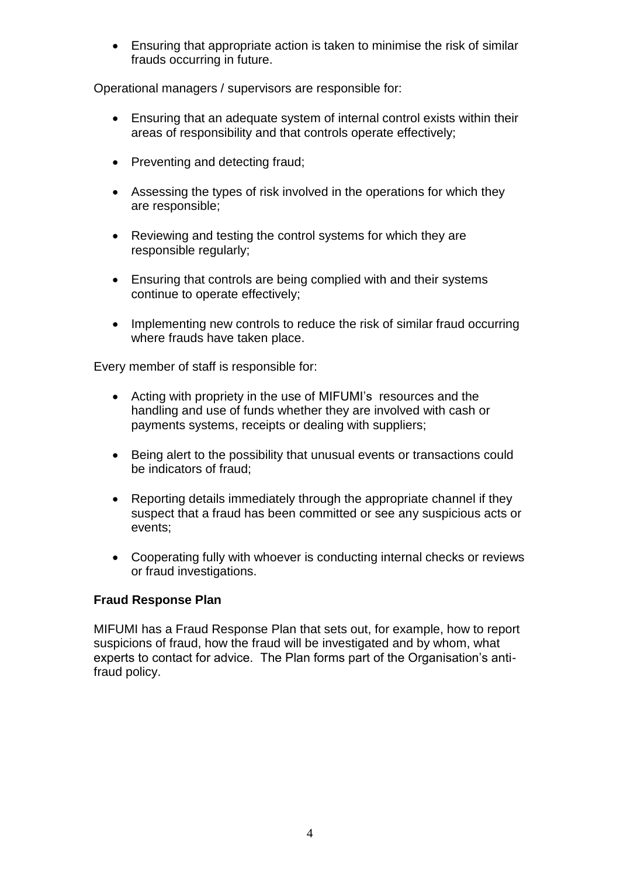- Ensuring that appropriate action is taken to minimise the risk of similar frauds occurring in future.

Operational managers / supervisors are responsible for:

- Ensuring that an adequate system of internal control exists within their areas of responsibility and that controls operate effectively;
- Preventing and detecting fraud;
- Assessing the types of risk involved in the operations for which they are responsible;
- Reviewing and testing the control systems for which they are responsible regularly;
- Ensuring that controls are being complied with and their systems continue to operate effectively;
- Implementing new controls to reduce the risk of similar fraud occurring where frauds have taken place.

Every member of staff is responsible for:

- Acting with propriety in the use of MIFUMI's resources and the handling and use of funds whether they are involved with cash or payments systems, receipts or dealing with suppliers;
- Being alert to the possibility that unusual events or transactions could be indicators of fraud;
- Reporting details immediately through the appropriate channel if they suspect that a fraud has been committed or see any suspicious acts or events;
- Cooperating fully with whoever is conducting internal checks or reviews or fraud investigations.

**Fraud Response Plan**

MIFUMI has a Fraud Response Plan that sets out, for example, how to report suspicions of fraud, how the fraud will be investigated and by whom, what experts to contact for advice. The Plan forms part of the Organisation's anti-fraud policy.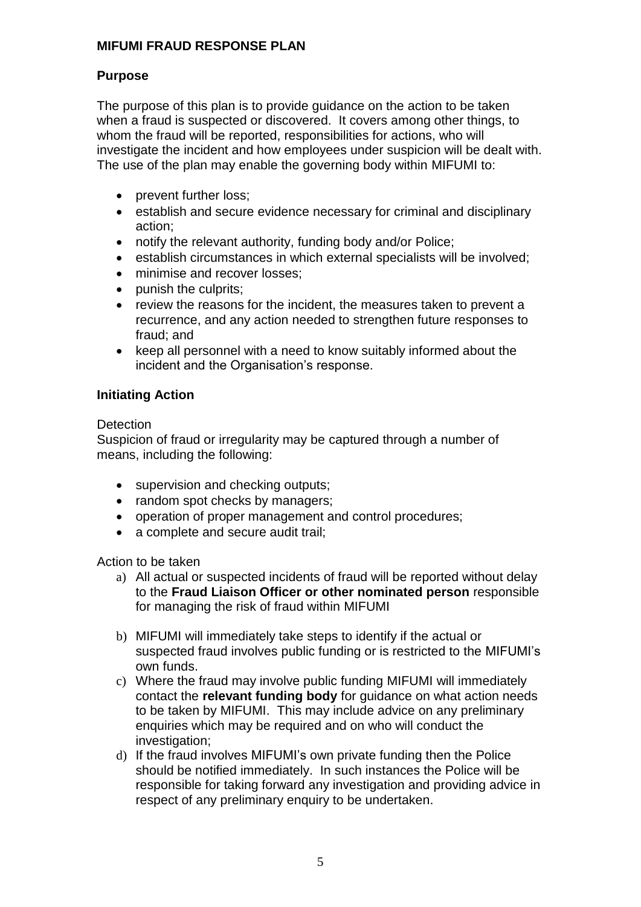**MIFUMI FRAUD RESPONSE PLAN**

**Purpose**

The purpose of this plan is to provide guidance on the action to be taken when a fraud is suspected or discovered. It covers among other things, to whom the fraud will be reported, responsibilities for actions, who will investigate the incident and how employees under suspicion will be dealt with. The use of the plan may enable the governing body within MIFUMI to:

- prevent further loss;
- establish and secure evidence necessary for criminal and disciplinary action;
- notify the relevant authority, funding body and/or Police;
- establish circumstances in which external specialists will be involved;
- minimise and recover losses;
- punish the culprits;
- review the reasons for the incident, the measures taken to prevent a recurrence, and any action needed to strengthen future responses to fraud; and
- keep all personnel with a need to know suitably informed about the incident and the Organisation's response.

**Initiating Action**

Detection

Suspicion of fraud or irregularity may be captured through a number of means, including the following:

- supervision and checking outputs;
- random spot checks by managers;
- operation of proper management and control procedures;
- a complete and secure audit trail;

Action to be taken

a) All actual or suspected incidents of fraud will be reported without delay to the **Fraud Liaison Officer or other nominated person** responsible for managing the risk of fraud within MIFUMI

b) MIFUMI will immediately take steps to identify if the actual or suspected fraud involves public funding or is restricted to the MIFUMI's own funds.

c) Where the fraud may involve public funding MIFUMI will immediately contact the **relevant funding body** for guidance on what action needs to be taken by MIFUMI. This may include advice on any preliminary enquiries which may be required and on who will conduct the investigation;

d) If the fraud involves MIFUMI's own private funding then the Police should be notified immediately. In such instances the Police will be responsible for taking forward any investigation and providing advice in respect of any preliminary enquiry to be undertaken.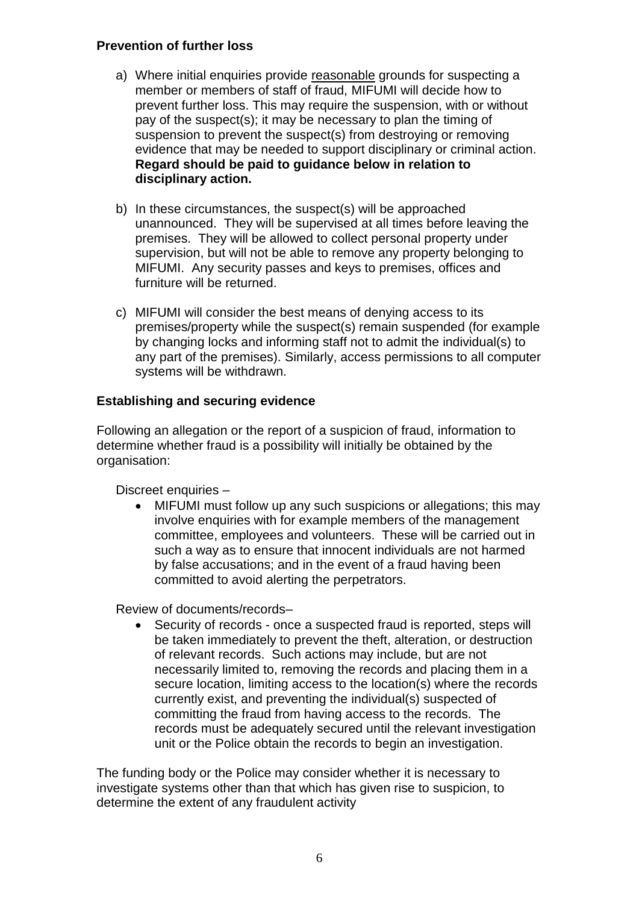**Prevention of further loss**

a) Where initial enquiries provide reasonable grounds for suspecting a member or members of staff of fraud, MIFUMI will decide how to prevent further loss. This may require the suspension, with or without pay of the suspect(s); it may be necessary to plan the timing of suspension to prevent the suspect(s) from destroying or removing evidence that may be needed to support disciplinary or criminal action. **Regard should be paid to guidance below in relation to disciplinary action.**

b) In these circumstances, the suspect(s) will be approached unannounced. They will be supervised at all times before leaving the premises. They will be allowed to collect personal property under supervision, but will not be able to remove any property belonging to MIFUMI. Any security passes and keys to premises, offices and furniture will be returned.

c) MIFUMI will consider the best means of denying access to its premises/property while the suspect(s) remain suspended (for example by changing locks and informing staff not to admit the individual(s) to any part of the premises). Similarly, access permissions to all computer systems will be withdrawn.

**Establishing and securing evidence**

Following an allegation or the report of a suspicion of fraud, information to determine whether fraud is a possibility will initially be obtained by the organisation:

Discreet enquiries –

- MIFUMI must follow up any such suspicions or allegations; this may involve enquiries with for example members of the management committee, employees and volunteers. These will be carried out in such a way as to ensure that innocent individuals are not harmed by false accusations; and in the event of a fraud having been committed to avoid alerting the perpetrators.

Review of documents/records–

- Security of records - once a suspected fraud is reported, steps will be taken immediately to prevent the theft, alteration, or destruction of relevant records. Such actions may include, but are not necessarily limited to, removing the records and placing them in a secure location, limiting access to the location(s) where the records currently exist, and preventing the individual(s) suspected of committing the fraud from having access to the records. The records must be adequately secured until the relevant investigation unit or the Police obtain the records to begin an investigation.

The funding body or the Police may consider whether it is necessary to investigate systems other than that which has given rise to suspicion, to determine the extent of any fraudulent activity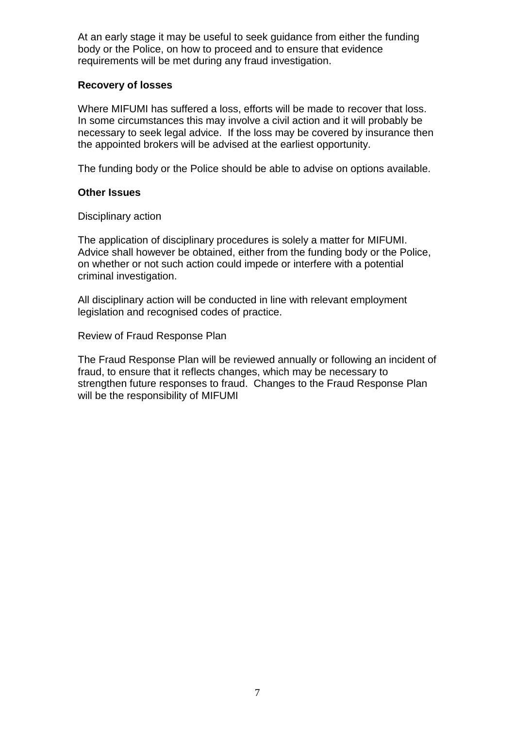At an early stage it may be useful to seek guidance from either the funding body or the Police, on how to proceed and to ensure that evidence requirements will be met during any fraud investigation.

**Recovery of losses**

Where MIFUMI has suffered a loss, efforts will be made to recover that loss. In some circumstances this may involve a civil action and it will probably be necessary to seek legal advice. If the loss may be covered by insurance then the appointed brokers will be advised at the earliest opportunity.

The funding body or the Police should be able to advise on options available.

**Other Issues**

Disciplinary action

The application of disciplinary procedures is solely a matter for MIFUMI. Advice shall however be obtained, either from the funding body or the Police, on whether or not such action could impede or interfere with a potential criminal investigation.

All disciplinary action will be conducted in line with relevant employment legislation and recognised codes of practice.

Review of Fraud Response Plan

The Fraud Response Plan will be reviewed annually or following an incident of fraud, to ensure that it reflects changes, which may be necessary to strengthen future responses to fraud. Changes to the Fraud Response Plan will be the responsibility of MIFUMI